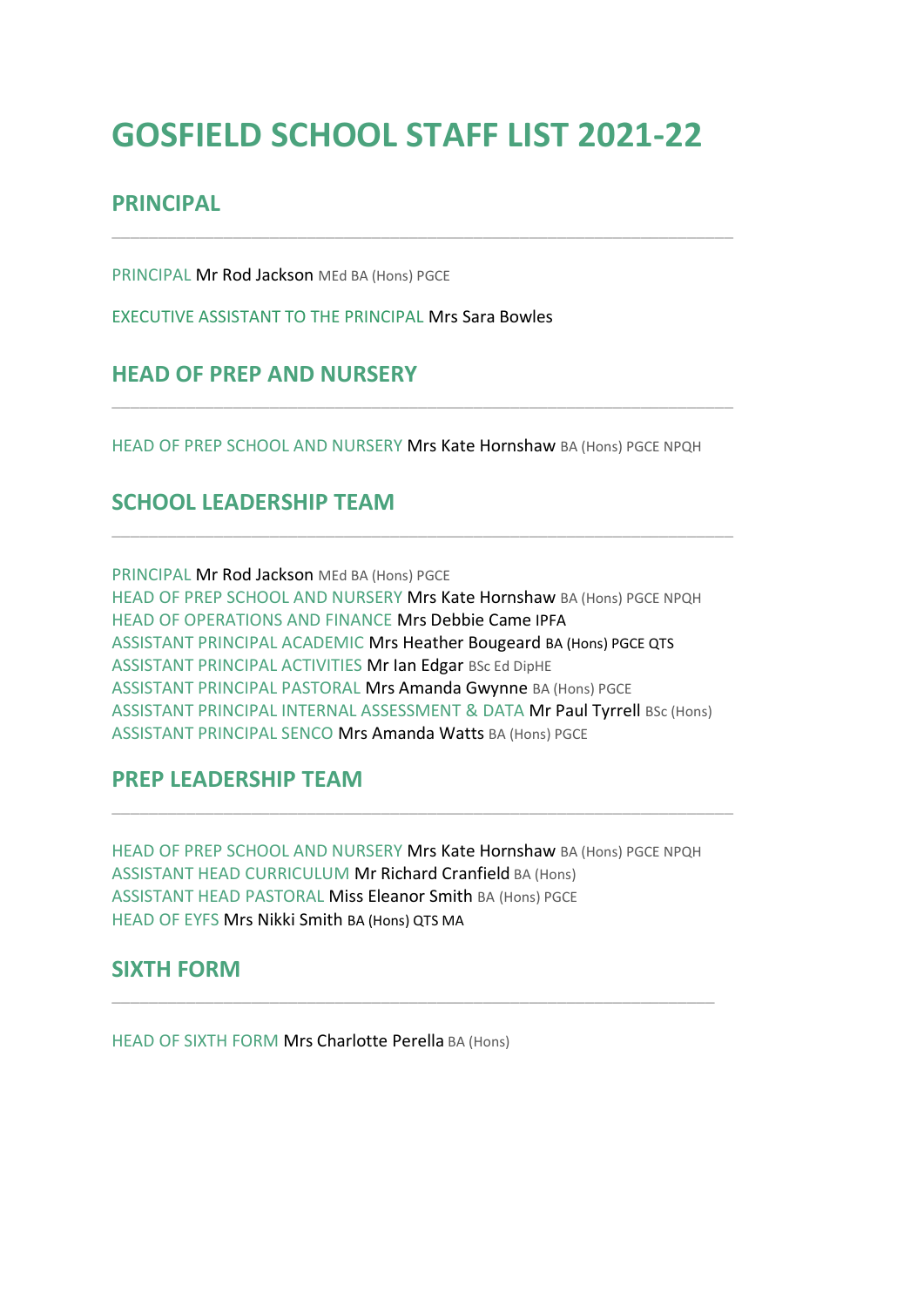# GOSFIELD SCHOOL STAFF LIST 2021-22

## PRINCIPAL

---

PRINCIPAL Mr Rod Jackson MEd BA (Hons) PGCE

EXECUTIVE ASSISTANT TO THE PRINCIPAL Mrs Sara Bowles

## HEAD OF PREP AND NURSERY

---

HEAD OF PREP SCHOOL AND NURSERY Mrs Kate Hornshaw BA (Hons) PGCE NPQH

## SCHOOL LEADERSHIP TEAM

---

PRINCIPAL Mr Rod Jackson MEd BA (Hons) PGCE  
HEAD OF PREP SCHOOL AND NURSERY Mrs Kate Hornshaw BA (Hons) PGCE NPQH  
HEAD OF OPERATIONS AND FINANCE Mrs Debbie Came IPFA  
ASSISTANT PRINCIPAL ACADEMIC Mrs Heather Bougeard BA (Hons) PGCE QTS  
ASSISTANT PRINCIPAL ACTIVITIES Mr Ian Edgar BSc Ed DipHE  
ASSISTANT PRINCIPAL PASTORAL Mrs Amanda Gwynne BA (Hons) PGCE  
ASSISTANT PRINCIPAL INTERNAL ASSESSMENT & DATA Mr Paul Tyrrell BSc (Hons)  
ASSISTANT PRINCIPAL SENCO Mrs Amanda Watts BA (Hons) PGCE

## PREP LEADERSHIP TEAM

---

HEAD OF PREP SCHOOL AND NURSERY Mrs Kate Hornshaw BA (Hons) PGCE NPQH  
ASSISTANT HEAD CURRICULUM Mr Richard Cranfield BA (Hons)  
ASSISTANT HEAD PASTORAL Miss Eleanor Smith BA (Hons) PGCE  
HEAD OF EYFS Mrs Nikki Smith BA (Hons) QTS MA

## SIXTH FORM

---

HEAD OF SIXTH FORM Mrs Charlotte Perella BA (Hons)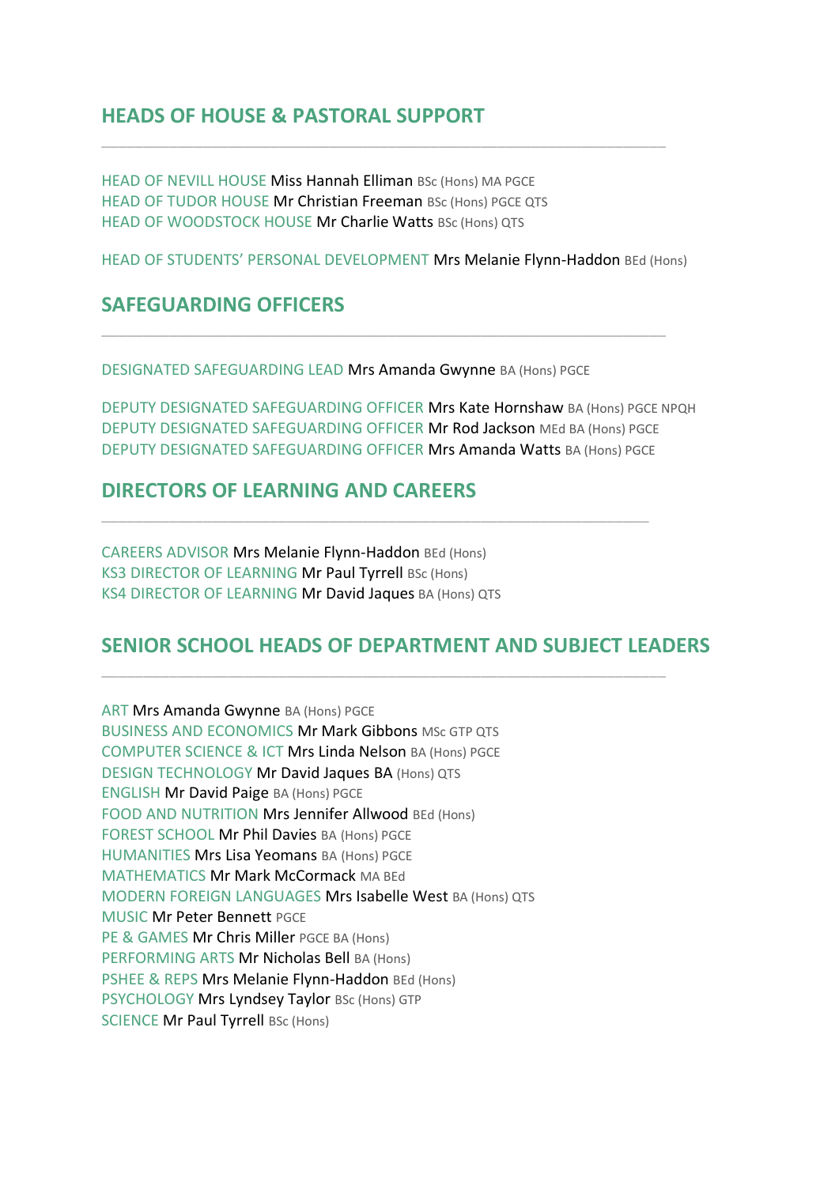## HEADS OF HOUSE & PASTORAL SUPPORT

---

HEAD OF NEVILL HOUSE Miss Hannah Elliman BSc (Hons) MA PGCE
HEAD OF TUDOR HOUSE Mr Christian Freeman BSc (Hons) PGCE QTS
HEAD OF WOODSTOCK HOUSE Mr Charlie Watts BSc (Hons) QTS

HEAD OF STUDENTS' PERSONAL DEVELOPMENT Mrs Melanie Flynn-Haddon BEd (Hons)

## SAFEGUARDING OFFICERS

---

DESIGNATED SAFEGUARDING LEAD Mrs Amanda Gwynne BA (Hons) PGCE

DEPUTY DESIGNATED SAFEGUARDING OFFICER Mrs Kate Hornshaw BA (Hons) PGCE NPQH
DEPUTY DESIGNATED SAFEGUARDING OFFICER Mr Rod Jackson MEd BA (Hons) PGCE
DEPUTY DESIGNATED SAFEGUARDING OFFICER Mrs Amanda Watts BA (Hons) PGCE

## DIRECTORS OF LEARNING AND CAREERS

---

CAREERS ADVISOR Mrs Melanie Flynn-Haddon BEd (Hons)
KS3 DIRECTOR OF LEARNING Mr Paul Tyrrell BSc (Hons)
KS4 DIRECTOR OF LEARNING Mr David Jaques BA (Hons) QTS

## SENIOR SCHOOL HEADS OF DEPARTMENT AND SUBJECT LEADERS

---

ART Mrs Amanda Gwynne BA (Hons) PGCE
BUSINESS AND ECONOMICS Mr Mark Gibbons MSc GTP QTS
COMPUTER SCIENCE & ICT Mrs Linda Nelson BA (Hons) PGCE
DESIGN TECHNOLOGY Mr David Jaques BA (Hons) QTS
ENGLISH Mr David Paige BA (Hons) PGCE
FOOD AND NUTRITION Mrs Jennifer Allwood BEd (Hons)
FOREST SCHOOL Mr Phil Davies BA (Hons) PGCE
HUMANITIES Mrs Lisa Yeomans BA (Hons) PGCE
MATHEMATICS Mr Mark McCormack MA BEd
MODERN FOREIGN LANGUAGES Mrs Isabelle West BA (Hons) QTS
MUSIC Mr Peter Bennett PGCE
PE & GAMES Mr Chris Miller PGCE BA (Hons)
PERFORMING ARTS Mr Nicholas Bell BA (Hons)
PSHEE & REPS Mrs Melanie Flynn-Haddon BEd (Hons)
PSYCHOLOGY Mrs Lyndsey Taylor BSc (Hons) GTP
SCIENCE Mr Paul Tyrrell BSc (Hons)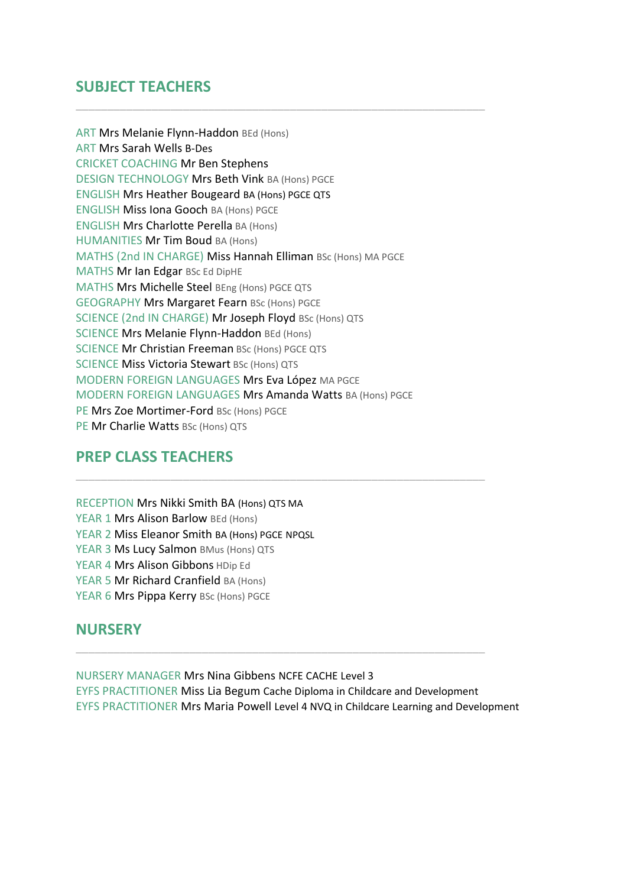## SUBJECT TEACHERS

---

ART Mrs Melanie Flynn-Haddon BEd (Hons)
ART Mrs Sarah Wells B-Des
CRICKET COACHING Mr Ben Stephens
DESIGN TECHNOLOGY Mrs Beth Vink BA (Hons) PGCE
ENGLISH Mrs Heather Bougeard BA (Hons) PGCE QTS
ENGLISH Miss Iona Gooch BA (Hons) PGCE
ENGLISH Mrs Charlotte Perella BA (Hons)
HUMANITIES Mr Tim Boud BA (Hons)
MATHS (2nd IN CHARGE) Miss Hannah Elliman BSc (Hons) MA PGCE
MATHS Mr Ian Edgar BSc Ed DipHE
MATHS Mrs Michelle Steel BEng (Hons) PGCE QTS
GEOGRAPHY Mrs Margaret Fearn BSc (Hons) PGCE
SCIENCE (2nd IN CHARGE) Mr Joseph Floyd BSc (Hons) QTS
SCIENCE Mrs Melanie Flynn-Haddon BEd (Hons)
SCIENCE Mr Christian Freeman BSc (Hons) PGCE QTS
SCIENCE Miss Victoria Stewart BSc (Hons) QTS
MODERN FOREIGN LANGUAGES Mrs Eva López MA PGCE
MODERN FOREIGN LANGUAGES Mrs Amanda Watts BA (Hons) PGCE
PE Mrs Zoe Mortimer-Ford BSc (Hons) PGCE
PE Mr Charlie Watts BSc (Hons) QTS

## PREP CLASS TEACHERS

---

RECEPTION Mrs Nikki Smith BA (Hons) QTS MA
YEAR 1 Mrs Alison Barlow BEd (Hons)
YEAR 2 Miss Eleanor Smith BA (Hons) PGCE NPQSL
YEAR 3 Ms Lucy Salmon BMus (Hons) QTS
YEAR 4 Mrs Alison Gibbons HDip Ed
YEAR 5 Mr Richard Cranfield BA (Hons)
YEAR 6 Mrs Pippa Kerry BSc (Hons) PGCE

## NURSERY

---

NURSERY MANAGER Mrs Nina Gibbens NCFE CACHE Level 3
EYFS PRACTITIONER Miss Lia Begum Cache Diploma in Childcare and Development
EYFS PRACTITIONER Mrs Maria Powell Level 4 NVQ in Childcare Learning and Development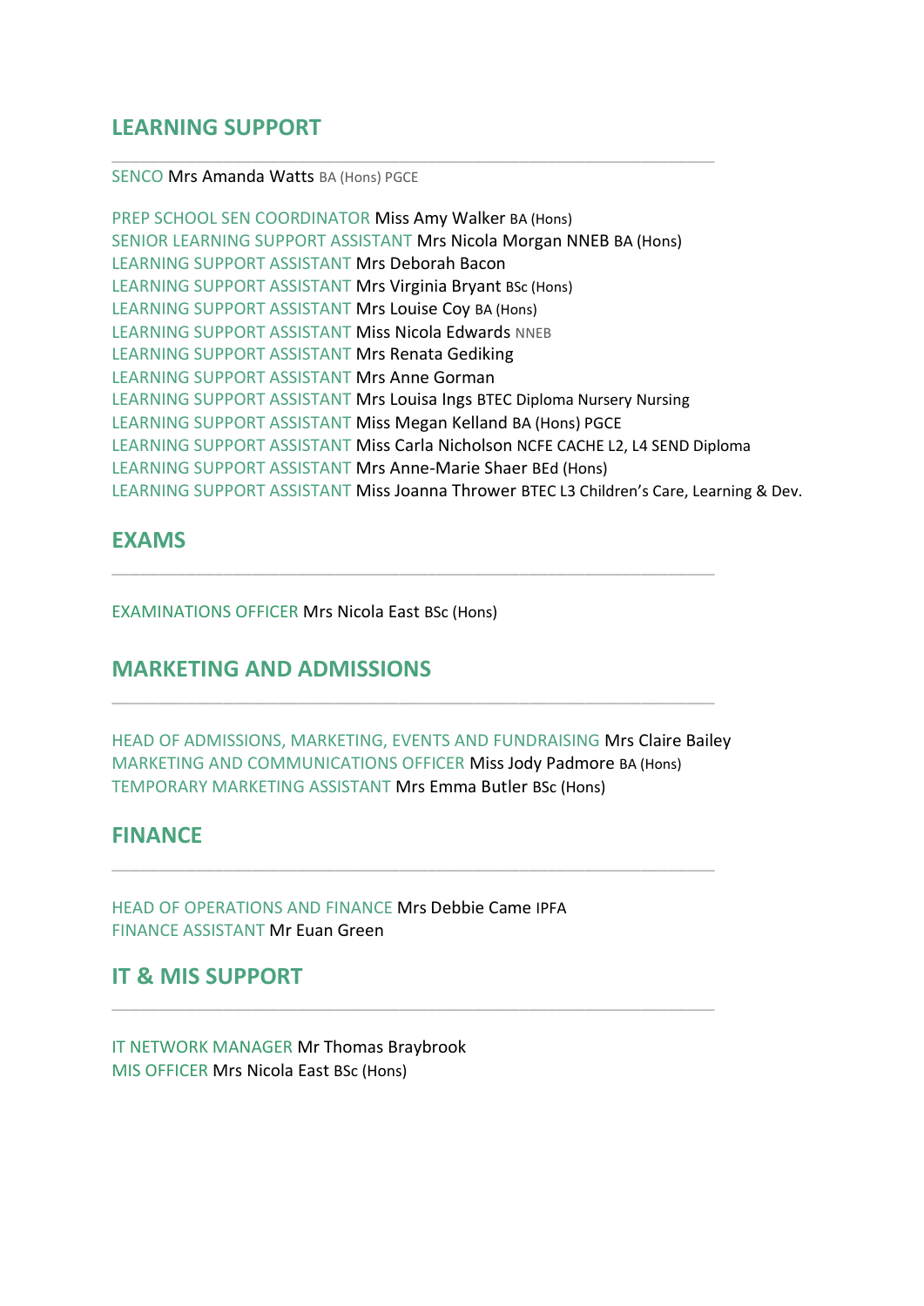## LEARNING SUPPORT

SENCO Mrs Amanda Watts BA (Hons) PGCE

PREP SCHOOL SEN COORDINATOR Miss Amy Walker BA (Hons)
SENIOR LEARNING SUPPORT ASSISTANT Mrs Nicola Morgan NNEB BA (Hons)
LEARNING SUPPORT ASSISTANT Mrs Deborah Bacon
LEARNING SUPPORT ASSISTANT Mrs Virginia Bryant BSc (Hons)
LEARNING SUPPORT ASSISTANT Mrs Louise Coy BA (Hons)
LEARNING SUPPORT ASSISTANT Miss Nicola Edwards NNEB
LEARNING SUPPORT ASSISTANT Mrs Renata Gediking
LEARNING SUPPORT ASSISTANT Mrs Anne Gorman
LEARNING SUPPORT ASSISTANT Mrs Louisa Ings BTEC Diploma Nursery Nursing
LEARNING SUPPORT ASSISTANT Miss Megan Kelland BA (Hons) PGCE
LEARNING SUPPORT ASSISTANT Miss Carla Nicholson NCFE CACHE L2, L4 SEND Diploma
LEARNING SUPPORT ASSISTANT Mrs Anne-Marie Shaer BEd (Hons)
LEARNING SUPPORT ASSISTANT Miss Joanna Thrower BTEC L3 Children's Care, Learning & Dev.

## EXAMS

EXAMINATIONS OFFICER Mrs Nicola East BSc (Hons)

## MARKETING AND ADMISSIONS

HEAD OF ADMISSIONS, MARKETING, EVENTS AND FUNDRAISING Mrs Claire Bailey
MARKETING AND COMMUNICATIONS OFFICER Miss Jody Padmore BA (Hons)
TEMPORARY MARKETING ASSISTANT Mrs Emma Butler BSc (Hons)

## FINANCE

HEAD OF OPERATIONS AND FINANCE Mrs Debbie Came IPFA
FINANCE ASSISTANT Mr Euan Green

## IT & MIS SUPPORT

IT NETWORK MANAGER Mr Thomas Braybrook
MIS OFFICER Mrs Nicola East BSc (Hons)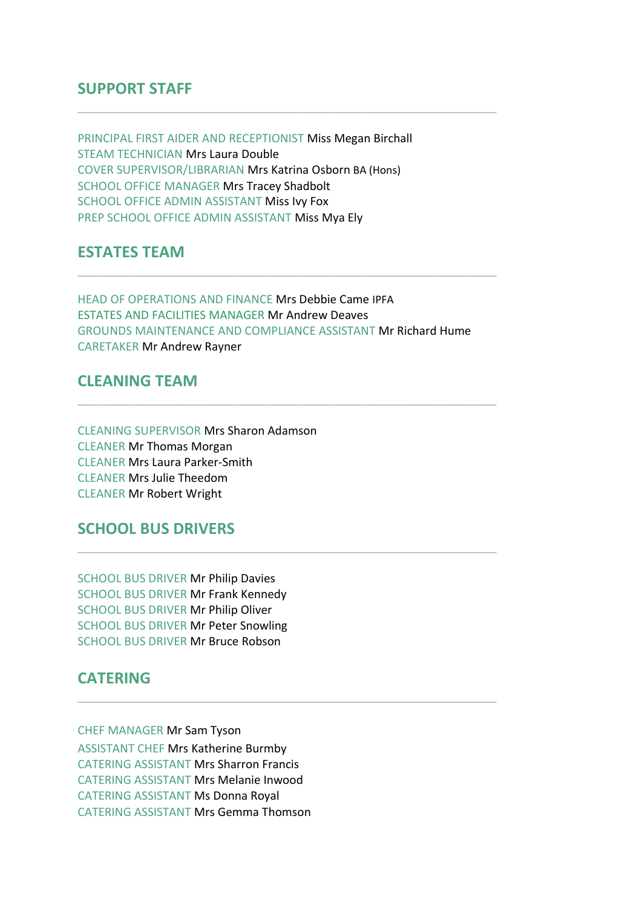## SUPPORT STAFF

---

PRINCIPAL FIRST AIDER AND RECEPTIONIST Miss Megan Birchall
STEAM TECHNICIAN Mrs Laura Double
COVER SUPERVISOR/LIBRARIAN Mrs Katrina Osborn BA (Hons)
SCHOOL OFFICE MANAGER Mrs Tracey Shadbolt
SCHOOL OFFICE ADMIN ASSISTANT Miss Ivy Fox
PREP SCHOOL OFFICE ADMIN ASSISTANT Miss Mya Ely

## ESTATES TEAM

---

HEAD OF OPERATIONS AND FINANCE Mrs Debbie Came IPFA
ESTATES AND FACILITIES MANAGER Mr Andrew Deaves
GROUNDS MAINTENANCE AND COMPLIANCE ASSISTANT Mr Richard Hume
CARETAKER Mr Andrew Rayner

## CLEANING TEAM

---

CLEANING SUPERVISOR Mrs Sharon Adamson
CLEANER Mr Thomas Morgan
CLEANER Mrs Laura Parker-Smith
CLEANER Mrs Julie Theedom
CLEANER Mr Robert Wright

## SCHOOL BUS DRIVERS

---

SCHOOL BUS DRIVER Mr Philip Davies
SCHOOL BUS DRIVER Mr Frank Kennedy
SCHOOL BUS DRIVER Mr Philip Oliver
SCHOOL BUS DRIVER Mr Peter Snowling
SCHOOL BUS DRIVER Mr Bruce Robson

## CATERING

---

CHEF MANAGER Mr Sam Tyson
ASSISTANT CHEF Mrs Katherine Burmby
CATERING ASSISTANT Mrs Sharron Francis
CATERING ASSISTANT Mrs Melanie Inwood
CATERING ASSISTANT Ms Donna Royal
CATERING ASSISTANT Mrs Gemma Thomson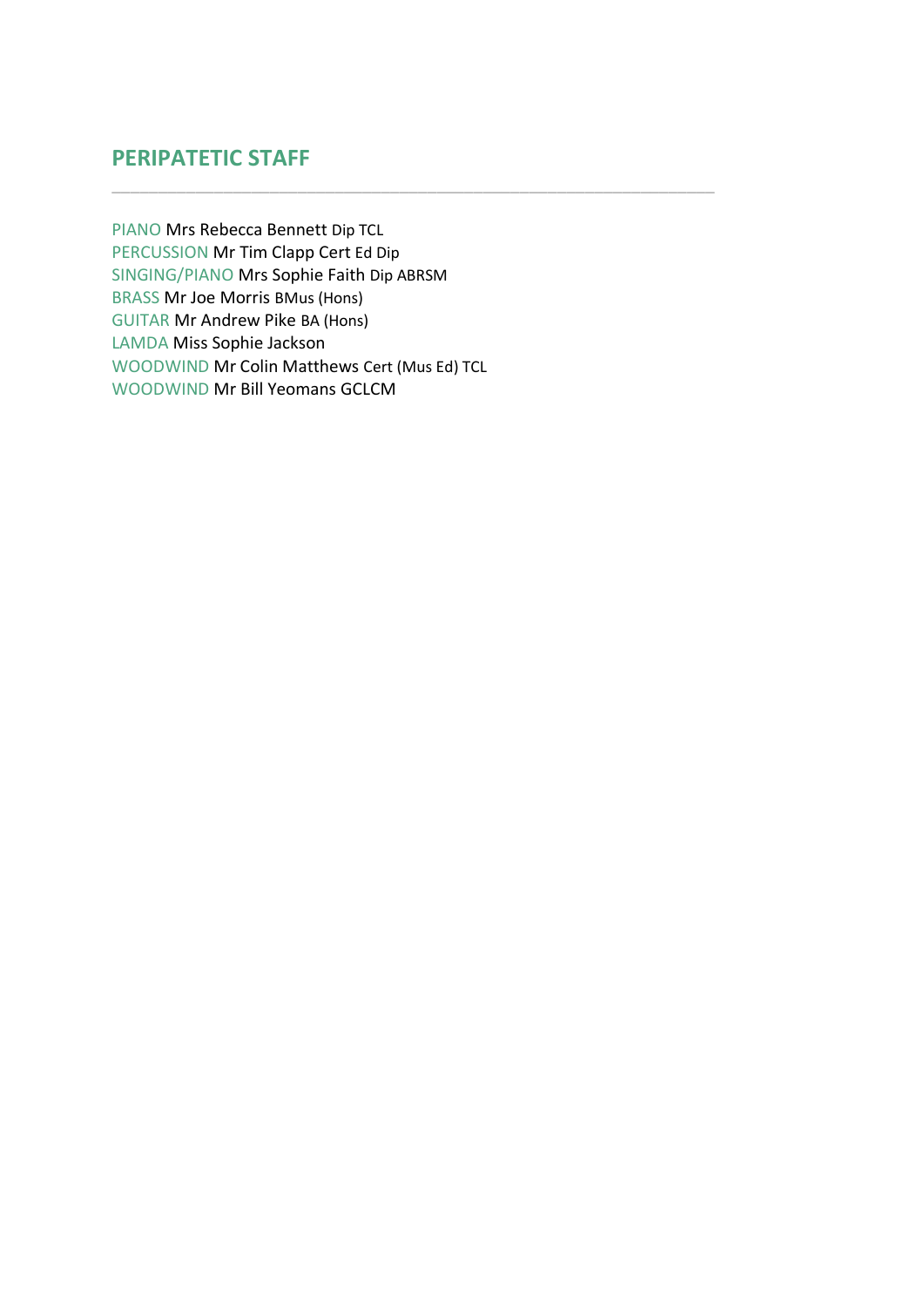## PERIPATETIC STAFF

---

PIANO Mrs Rebecca Bennett Dip TCL
PERCUSSION Mr Tim Clapp Cert Ed Dip
SINGING/PIANO Mrs Sophie Faith Dip ABRSM
BRASS Mr Joe Morris BMus (Hons)
GUITAR Mr Andrew Pike BA (Hons)
LAMDA Miss Sophie Jackson
WOODWIND Mr Colin Matthews Cert (Mus Ed) TCL
WOODWIND Mr Bill Yeomans GCLCM